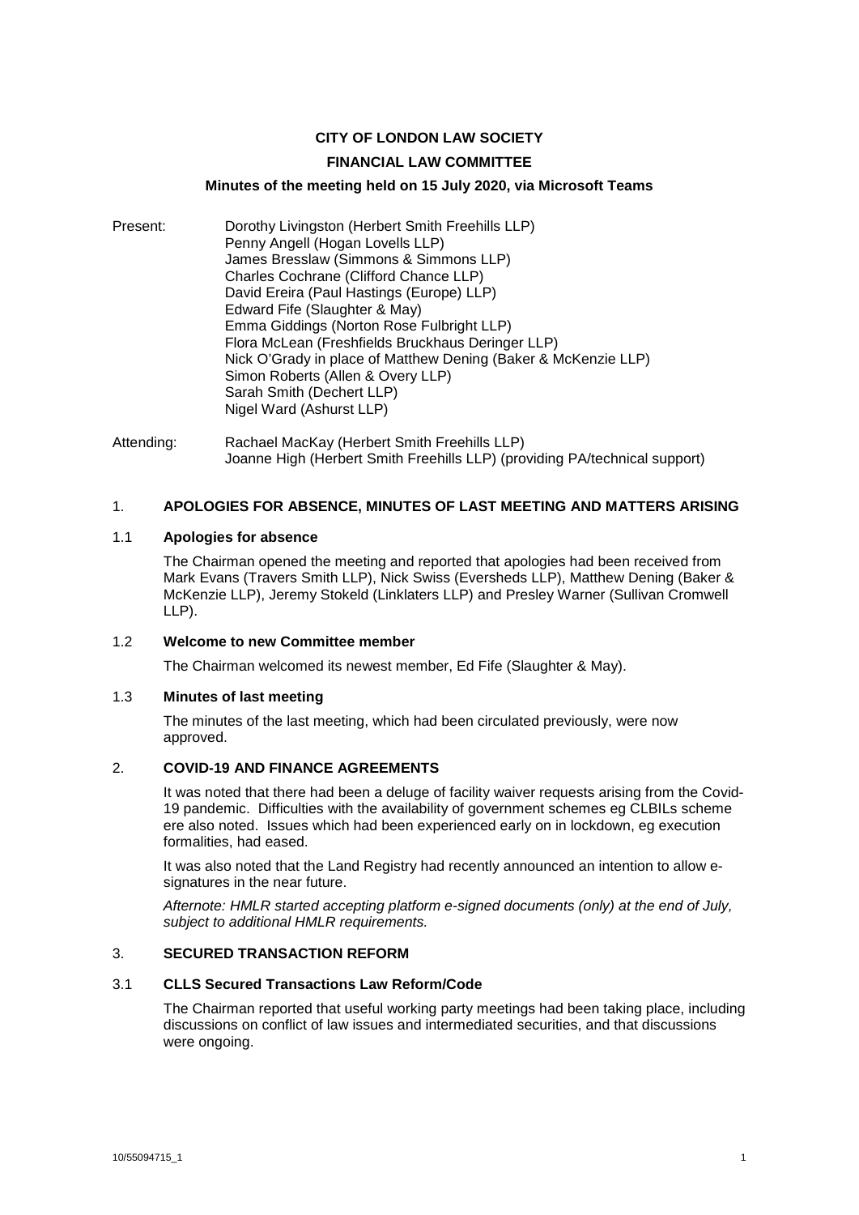**CITY OF LONDON LAW SOCIETY**

**FINANCIAL LAW COMMITTEE**

**Minutes of the meeting held on 15 July 2020, via Microsoft Teams**

Present:
Dorothy Livingston (Herbert Smith Freehills LLP)
Penny Angell (Hogan Lovells LLP)
James Bresslaw (Simmons & Simmons LLP)
Charles Cochrane (Clifford Chance LLP)
David Ereira (Paul Hastings (Europe) LLP)
Edward Fife (Slaughter & May)
Emma Giddings (Norton Rose Fulbright LLP)
Flora McLean (Freshfields Bruckhaus Deringer LLP)
Nick O'Grady in place of Matthew Dening (Baker & McKenzie LLP)
Simon Roberts (Allen & Overy LLP)
Sarah Smith (Dechert LLP)
Nigel Ward (Ashurst LLP)

Attending:
Rachael MacKay (Herbert Smith Freehills LLP)
Joanne High (Herbert Smith Freehills LLP) (providing PA/technical support)

## 1. APOLOGIES FOR ABSENCE, MINUTES OF LAST MEETING AND MATTERS ARISING

### 1.1 Apologies for absence

The Chairman opened the meeting and reported that apologies had been received from Mark Evans (Travers Smith LLP), Nick Swiss (Eversheds LLP), Matthew Dening (Baker & McKenzie LLP), Jeremy Stokeld (Linklaters LLP) and Presley Warner (Sullivan Cromwell LLP).

### 1.2 Welcome to new Committee member

The Chairman welcomed its newest member, Ed Fife (Slaughter & May).

### 1.3 Minutes of last meeting

The minutes of the last meeting, which had been circulated previously, were now approved.

## 2. COVID-19 AND FINANCE AGREEMENTS

It was noted that there had been a deluge of facility waiver requests arising from the Covid-19 pandemic. Difficulties with the availability of government schemes eg CLBILs scheme ere also noted. Issues which had been experienced early on in lockdown, eg execution formalities, had eased.

It was also noted that the Land Registry had recently announced an intention to allow e-signatures in the near future.

*Afternote: HMLR started accepting platform e-signed documents (only) at the end of July, subject to additional HMLR requirements.*

## 3. SECURED TRANSACTION REFORM

### 3.1 CLLS Secured Transactions Law Reform/Code

The Chairman reported that useful working party meetings had been taking place, including discussions on conflict of law issues and intermediated securities, and that discussions were ongoing.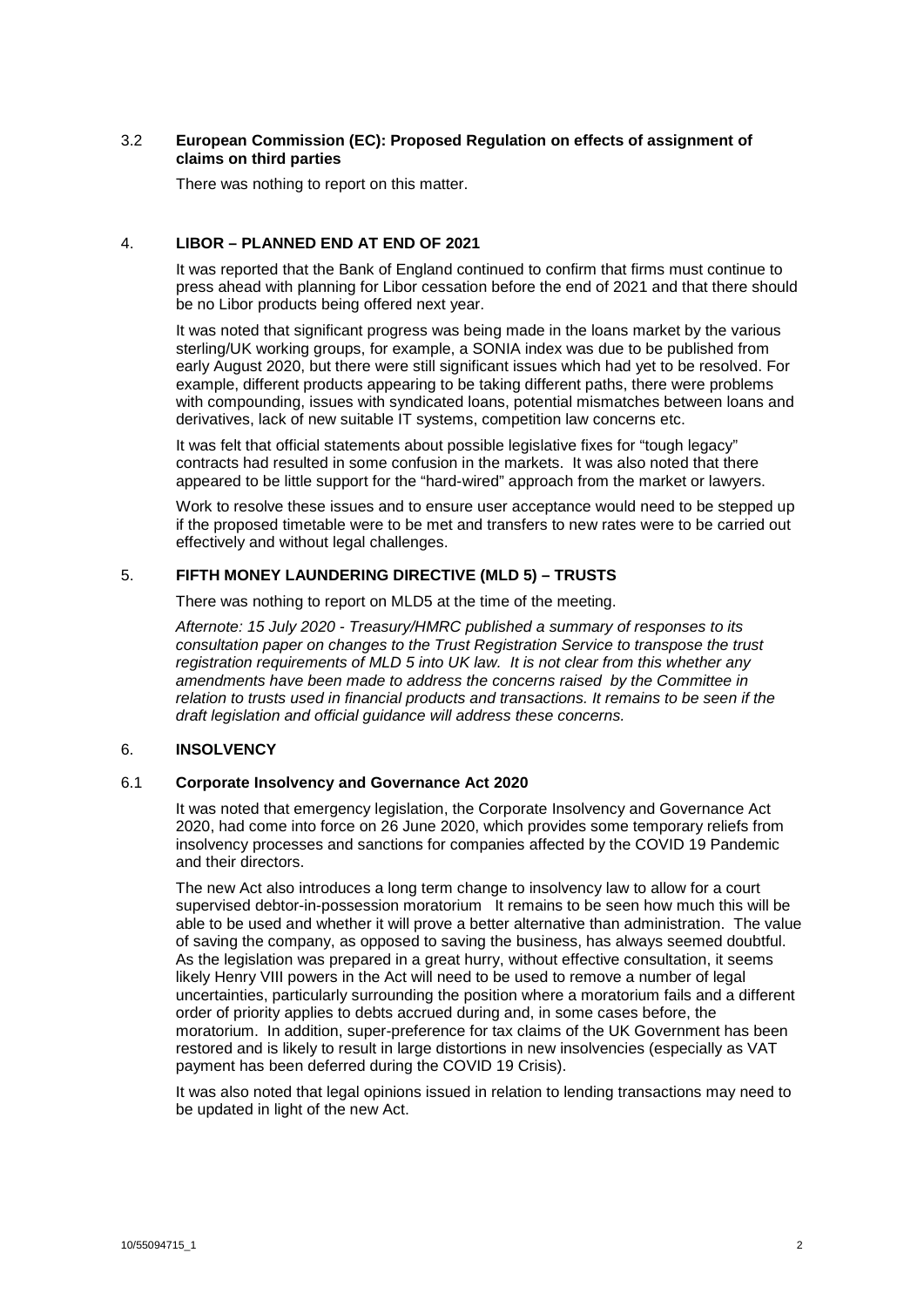### 3.2 **European Commission (EC): Proposed Regulation on effects of assignment of claims on third parties**

There was nothing to report on this matter.

## 4. **LIBOR – PLANNED END AT END OF 2021**

It was reported that the Bank of England continued to confirm that firms must continue to press ahead with planning for Libor cessation before the end of 2021 and that there should be no Libor products being offered next year.

It was noted that significant progress was being made in the loans market by the various sterling/UK working groups, for example, a SONIA index was due to be published from early August 2020, but there were still significant issues which had yet to be resolved. For example, different products appearing to be taking different paths, there were problems with compounding, issues with syndicated loans, potential mismatches between loans and derivatives, lack of new suitable IT systems, competition law concerns etc.

It was felt that official statements about possible legislative fixes for "tough legacy" contracts had resulted in some confusion in the markets. It was also noted that there appeared to be little support for the "hard-wired" approach from the market or lawyers.

Work to resolve these issues and to ensure user acceptance would need to be stepped up if the proposed timetable were to be met and transfers to new rates were to be carried out effectively and without legal challenges.

## 5. **FIFTH MONEY LAUNDERING DIRECTIVE (MLD 5) – TRUSTS**

There was nothing to report on MLD5 at the time of the meeting.

*Afternote: 15 July 2020 - Treasury/HMRC published a summary of responses to its consultation paper on changes to the Trust Registration Service to transpose the trust registration requirements of MLD 5 into UK law. It is not clear from this whether any amendments have been made to address the concerns raised by the Committee in relation to trusts used in financial products and transactions. It remains to be seen if the draft legislation and official guidance will address these concerns.*

## 6. **INSOLVENCY**

### 6.1 **Corporate Insolvency and Governance Act 2020**

It was noted that emergency legislation, the Corporate Insolvency and Governance Act 2020, had come into force on 26 June 2020, which provides some temporary reliefs from insolvency processes and sanctions for companies affected by the COVID 19 Pandemic and their directors.

The new Act also introduces a long term change to insolvency law to allow for a court supervised debtor-in-possession moratorium It remains to be seen how much this will be able to be used and whether it will prove a better alternative than administration. The value of saving the company, as opposed to saving the business, has always seemed doubtful. As the legislation was prepared in a great hurry, without effective consultation, it seems likely Henry VIII powers in the Act will need to be used to remove a number of legal uncertainties, particularly surrounding the position where a moratorium fails and a different order of priority applies to debts accrued during and, in some cases before, the moratorium. In addition, super-preference for tax claims of the UK Government has been restored and is likely to result in large distortions in new insolvencies (especially as VAT payment has been deferred during the COVID 19 Crisis).

It was also noted that legal opinions issued in relation to lending transactions may need to be updated in light of the new Act.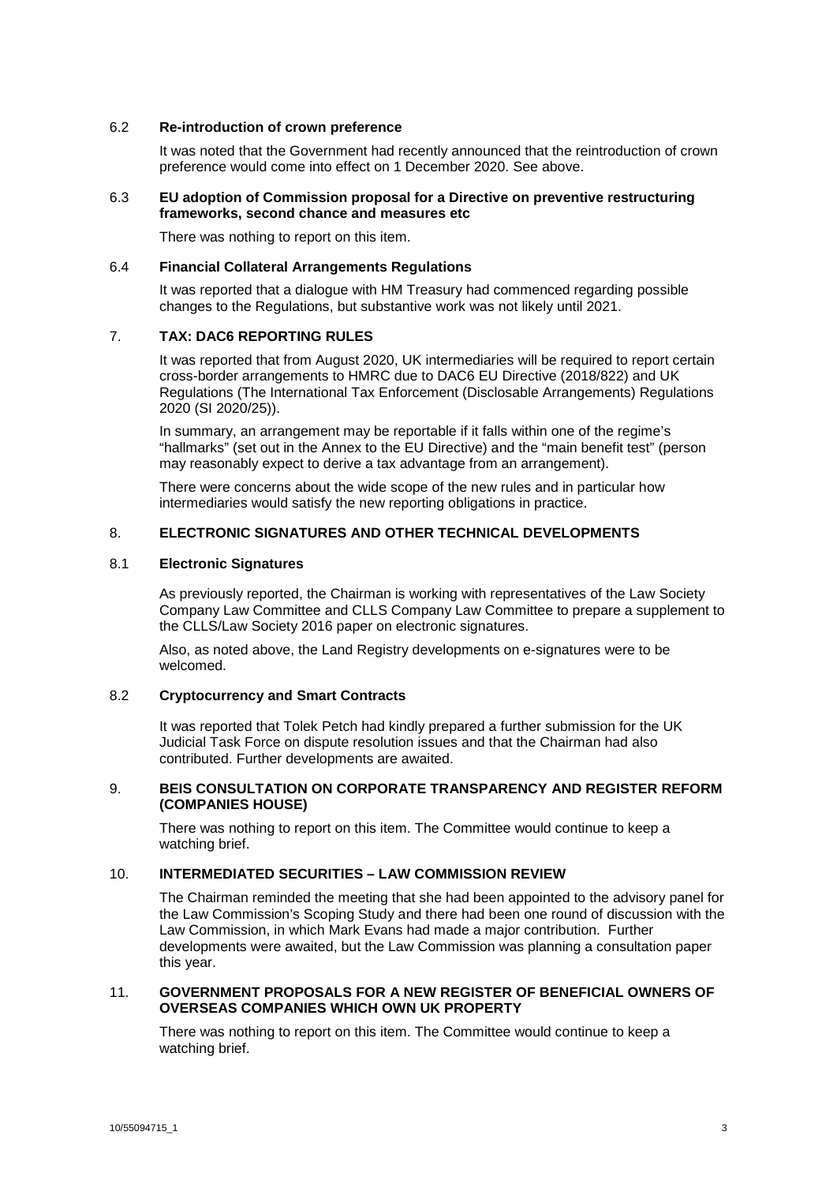### 6.2 **Re-introduction of crown preference**

It was noted that the Government had recently announced that the reintroduction of crown preference would come into effect on 1 December 2020. See above.

### 6.3 **EU adoption of Commission proposal for a Directive on preventive restructuring frameworks, second chance and measures etc**

There was nothing to report on this item.

### 6.4 **Financial Collateral Arrangements Regulations**

It was reported that a dialogue with HM Treasury had commenced regarding possible changes to the Regulations, but substantive work was not likely until 2021.

## 7. **TAX: DAC6 REPORTING RULES**

It was reported that from August 2020, UK intermediaries will be required to report certain cross-border arrangements to HMRC due to DAC6 EU Directive (2018/822) and UK Regulations (The International Tax Enforcement (Disclosable Arrangements) Regulations 2020 (SI 2020/25)).

In summary, an arrangement may be reportable if it falls within one of the regime's "hallmarks" (set out in the Annex to the EU Directive) and the "main benefit test" (person may reasonably expect to derive a tax advantage from an arrangement).

There were concerns about the wide scope of the new rules and in particular how intermediaries would satisfy the new reporting obligations in practice.

## 8. **ELECTRONIC SIGNATURES AND OTHER TECHNICAL DEVELOPMENTS**

### 8.1 **Electronic Signatures**

As previously reported, the Chairman is working with representatives of the Law Society Company Law Committee and CLLS Company Law Committee to prepare a supplement to the CLLS/Law Society 2016 paper on electronic signatures.

Also, as noted above, the Land Registry developments on e-signatures were to be welcomed.

### 8.2 **Cryptocurrency and Smart Contracts**

It was reported that Tolek Petch had kindly prepared a further submission for the UK Judicial Task Force on dispute resolution issues and that the Chairman had also contributed. Further developments are awaited.

## 9. **BEIS CONSULTATION ON CORPORATE TRANSPARENCY AND REGISTER REFORM (COMPANIES HOUSE)**

There was nothing to report on this item. The Committee would continue to keep a watching brief.

## 10. **INTERMEDIATED SECURITIES – LAW COMMISSION REVIEW**

The Chairman reminded the meeting that she had been appointed to the advisory panel for the Law Commission's Scoping Study and there had been one round of discussion with the Law Commission, in which Mark Evans had made a major contribution. Further developments were awaited, but the Law Commission was planning a consultation paper this year.

## 11. **GOVERNMENT PROPOSALS FOR A NEW REGISTER OF BENEFICIAL OWNERS OF OVERSEAS COMPANIES WHICH OWN UK PROPERTY**

There was nothing to report on this item. The Committee would continue to keep a watching brief.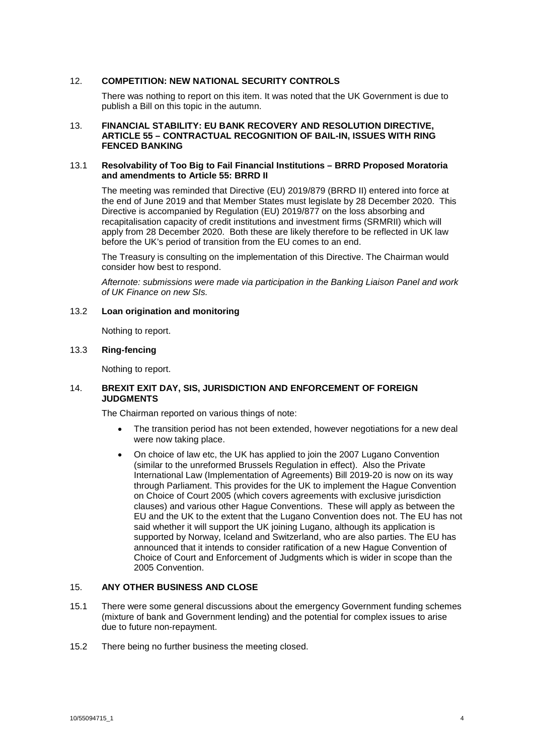## 12. COMPETITION: NEW NATIONAL SECURITY CONTROLS

There was nothing to report on this item. It was noted that the UK Government is due to publish a Bill on this topic in the autumn.

## 13. FINANCIAL STABILITY: EU BANK RECOVERY AND RESOLUTION DIRECTIVE, ARTICLE 55 – CONTRACTUAL RECOGNITION OF BAIL-IN, ISSUES WITH RING FENCED BANKING

### 13.1 Resolvability of Too Big to Fail Financial Institutions – BRRD Proposed Moratoria and amendments to Article 55: BRRD II

The meeting was reminded that Directive (EU) 2019/879 (BRRD II) entered into force at the end of June 2019 and that Member States must legislate by 28 December 2020. This Directive is accompanied by Regulation (EU) 2019/877 on the loss absorbing and recapitalisation capacity of credit institutions and investment firms (SRMRII) which will apply from 28 December 2020. Both these are likely therefore to be reflected in UK law before the UK's period of transition from the EU comes to an end.

The Treasury is consulting on the implementation of this Directive. The Chairman would consider how best to respond.

*Afternote: submissions were made via participation in the Banking Liaison Panel and work of UK Finance on new SIs.*

### 13.2 Loan origination and monitoring

Nothing to report.

### 13.3 Ring-fencing

Nothing to report.

## 14. BREXIT EXIT DAY, SIS, JURISDICTION AND ENFORCEMENT OF FOREIGN JUDGMENTS

The Chairman reported on various things of note:

- The transition period has not been extended, however negotiations for a new deal were now taking place.
- On choice of law etc, the UK has applied to join the 2007 Lugano Convention (similar to the unreformed Brussels Regulation in effect). Also the Private International Law (Implementation of Agreements) Bill 2019-20 is now on its way through Parliament. This provides for the UK to implement the Hague Convention on Choice of Court 2005 (which covers agreements with exclusive jurisdiction clauses) and various other Hague Conventions. These will apply as between the EU and the UK to the extent that the Lugano Convention does not. The EU has not said whether it will support the UK joining Lugano, although its application is supported by Norway, Iceland and Switzerland, who are also parties. The EU has announced that it intends to consider ratification of a new Hague Convention of Choice of Court and Enforcement of Judgments which is wider in scope than the 2005 Convention.

## 15. ANY OTHER BUSINESS AND CLOSE

15.1 There were some general discussions about the emergency Government funding schemes (mixture of bank and Government lending) and the potential for complex issues to arise due to future non-repayment.

15.2 There being no further business the meeting closed.